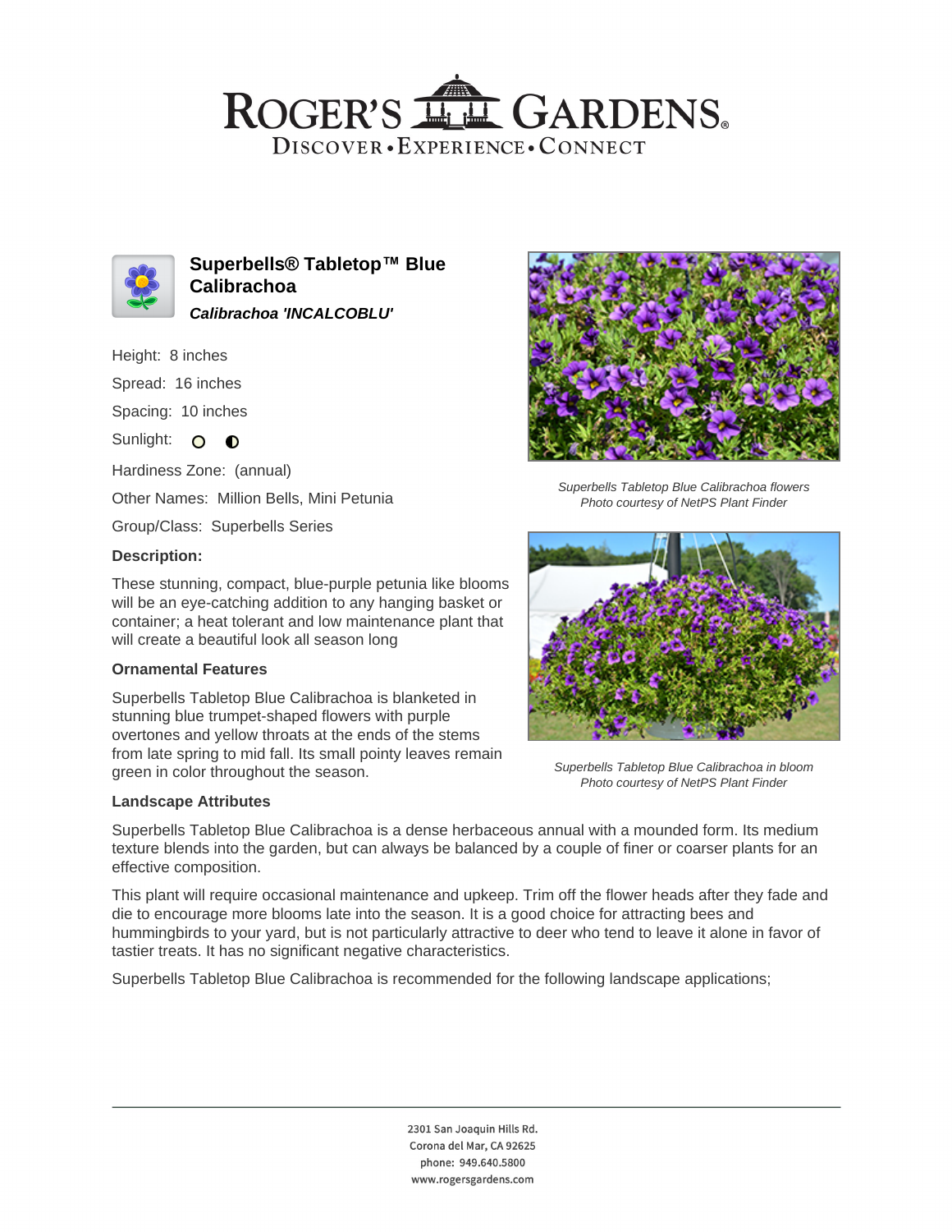# Superbells® Tabletop™ Blue Calibrachoa

***Calibrachoa 'INCALCOBLU'***

Height: 8 inches

Spread: 16 inches

Spacing: 10 inches

Sunlight:

Hardiness Zone: (annual)

Other Names: Million Bells, Mini Petunia

Group/Class: Superbells Series

**Description:**

These stunning, compact, blue-purple petunia like blooms will be an eye-catching addition to any hanging basket or container; a heat tolerant and low maintenance plant that will create a beautiful look all season long

### Ornamental Features

Superbells Tabletop Blue Calibrachoa is blanketed in stunning blue trumpet-shaped flowers with purple overtones and yellow throats at the ends of the stems from late spring to mid fall. Its small pointy leaves remain green in color throughout the season.

*Superbells Tabletop Blue Calibrachoa flowers*
*Photo courtesy of NetPS Plant Finder*

*Superbells Tabletop Blue Calibrachoa in bloom*
*Photo courtesy of NetPS Plant Finder*

### Landscape Attributes

Superbells Tabletop Blue Calibrachoa is a dense herbaceous annual with a mounded form. Its medium texture blends into the garden, but can always be balanced by a couple of finer or coarser plants for an effective composition.

This plant will require occasional maintenance and upkeep. Trim off the flower heads after they fade and die to encourage more blooms late into the season. It is a good choice for attracting bees and hummingbirds to your yard, but is not particularly attractive to deer who tend to leave it alone in favor of tastier treats. It has no significant negative characteristics.

Superbells Tabletop Blue Calibrachoa is recommended for the following landscape applications;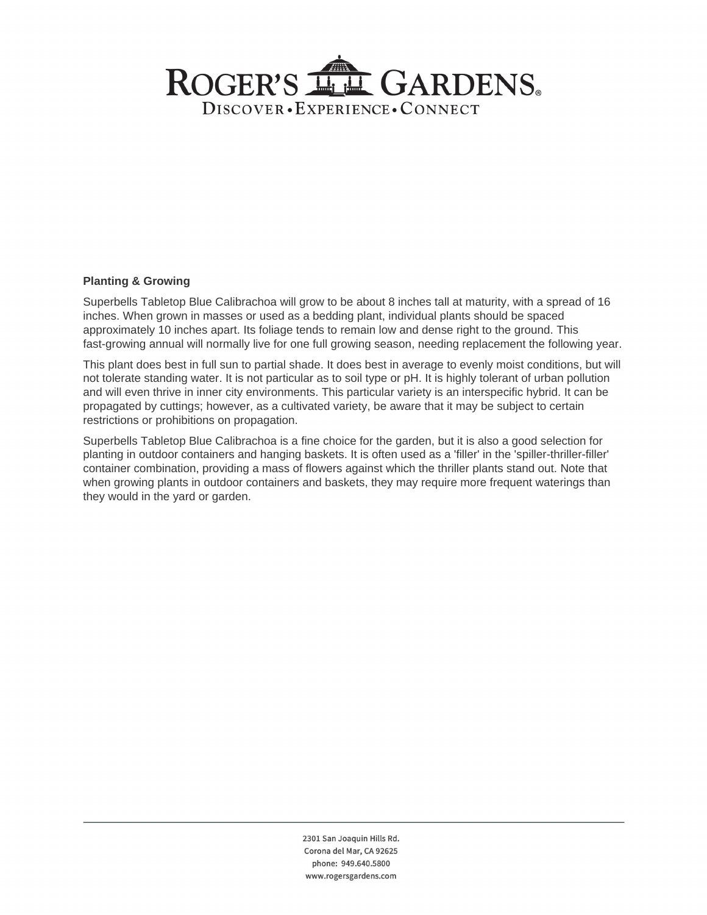**Planting & Growing**

Superbells Tabletop Blue Calibrachoa will grow to be about 8 inches tall at maturity, with a spread of 16 inches. When grown in masses or used as a bedding plant, individual plants should be spaced approximately 10 inches apart. Its foliage tends to remain low and dense right to the ground. This fast-growing annual will normally live for one full growing season, needing replacement the following year.

This plant does best in full sun to partial shade. It does best in average to evenly moist conditions, but will not tolerate standing water. It is not particular as to soil type or pH. It is highly tolerant of urban pollution and will even thrive in inner city environments. This particular variety is an interspecific hybrid. It can be propagated by cuttings; however, as a cultivated variety, be aware that it may be subject to certain restrictions or prohibitions on propagation.

Superbells Tabletop Blue Calibrachoa is a fine choice for the garden, but it is also a good selection for planting in outdoor containers and hanging baskets. It is often used as a 'filler' in the 'spiller-thriller-filler' container combination, providing a mass of flowers against which the thriller plants stand out. Note that when growing plants in outdoor containers and baskets, they may require more frequent waterings than they would in the yard or garden.